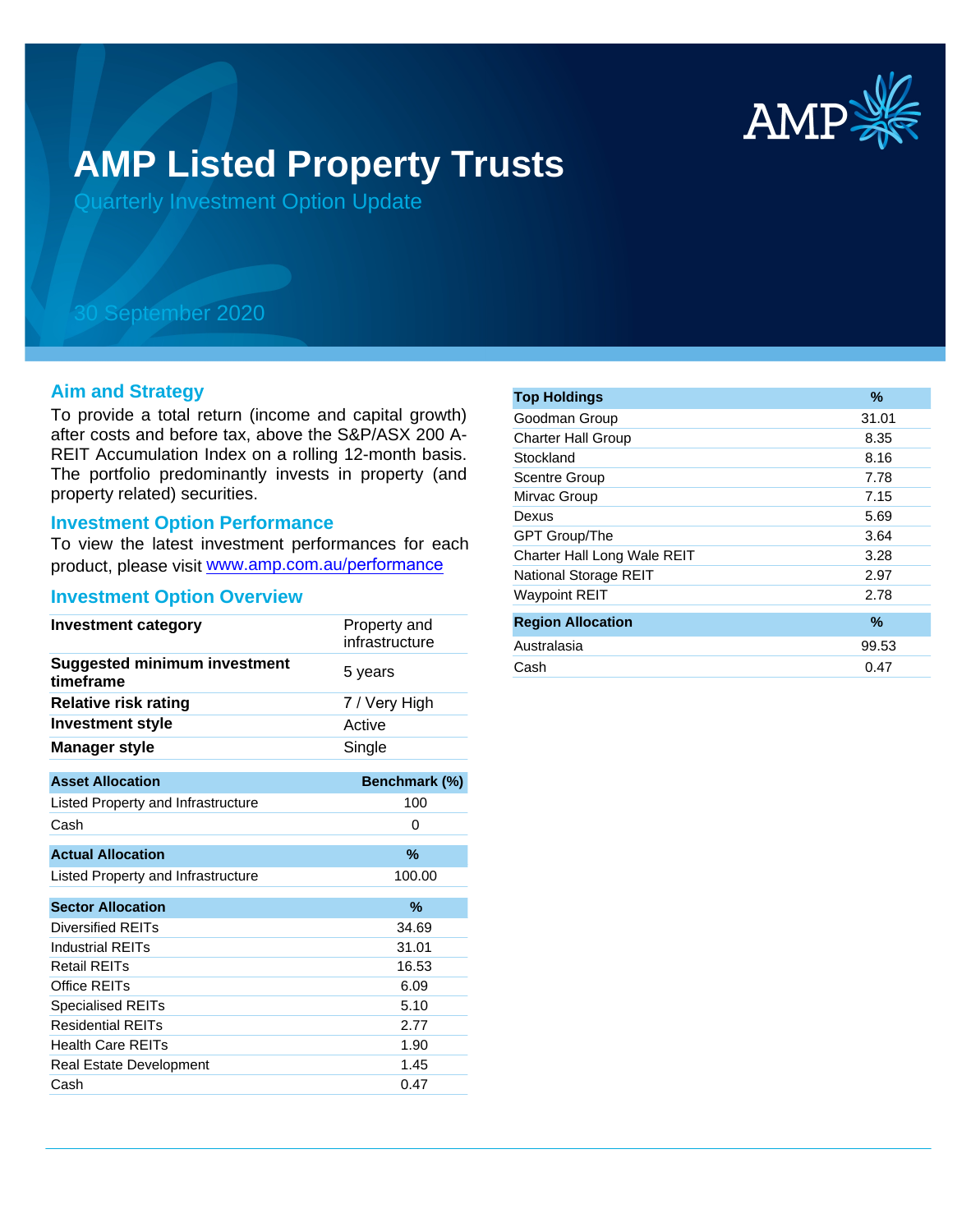# AMP Listed Property Trusts

Quarterly Investment Option Update

30 September 2020

## Aim and Strategy

To provide a total return (income and capital growth) after costs and before tax, above the S&P/ASX 200 A-REIT Accumulation Index on a rolling 12-month basis. The portfolio predominantly invests in property (and property related) securities.

## Investment Option Performance

To view the latest investment performances for each product, please visit www.amp.com.au/performance

## Investment Option Overview

| | |
|---|---|
| **Investment category** | Property and infrastructure |
| **Suggested minimum investment timeframe** | 5 years |
| **Relative risk rating** | 7 / Very High |
| **Investment style** | Active |
| **Manager style** | Single |

| Asset Allocation | Benchmark (%) |
|---|---|
| Listed Property and Infrastructure | 100 |
| Cash | 0 |

| Actual Allocation | % |
|---|---|
| Listed Property and Infrastructure | 100.00 |

| Sector Allocation | % |
|---|---|
| Diversified REITs | 34.69 |
| Industrial REITs | 31.01 |
| Retail REITs | 16.53 |
| Office REITs | 6.09 |
| Specialised REITs | 5.10 |
| Residential REITs | 2.77 |
| Health Care REITs | 1.90 |
| Real Estate Development | 1.45 |
| Cash | 0.47 |

| Top Holdings | % |
|---|---|
| Goodman Group | 31.01 |
| Charter Hall Group | 8.35 |
| Stockland | 8.16 |
| Scentre Group | 7.78 |
| Mirvac Group | 7.15 |
| Dexus | 5.69 |
| GPT Group/The | 3.64 |
| Charter Hall Long Wale REIT | 3.28 |
| National Storage REIT | 2.97 |
| Waypoint REIT | 2.78 |

| Region Allocation | % |
|---|---|
| Australasia | 99.53 |
| Cash | 0.47 |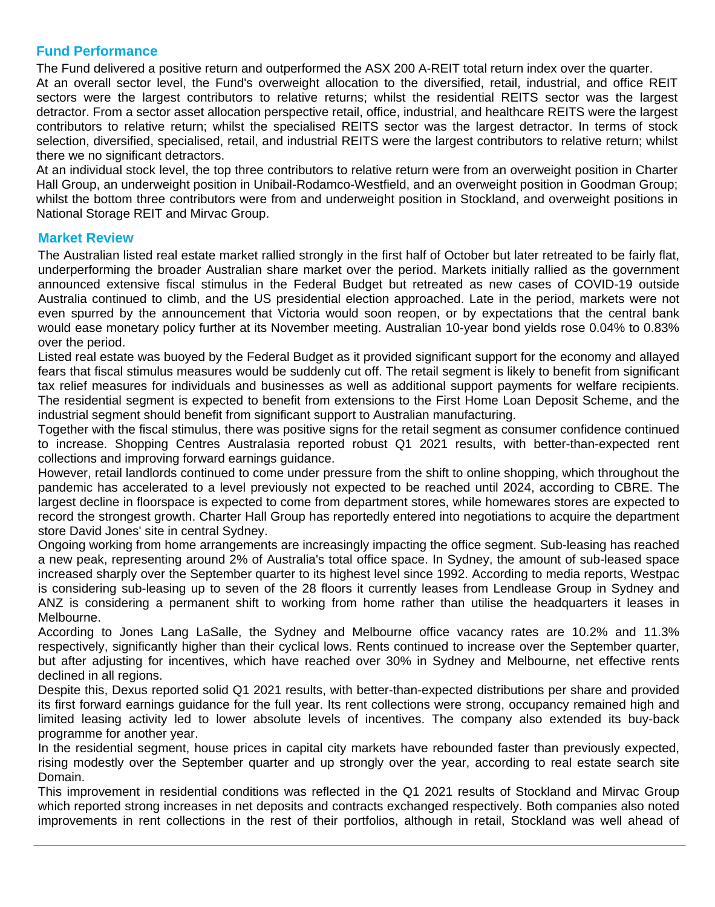## Fund Performance

The Fund delivered a positive return and outperformed the ASX 200 A-REIT total return index over the quarter.

At an overall sector level, the Fund's overweight allocation to the diversified, retail, industrial, and office REIT sectors were the largest contributors to relative returns; whilst the residential REITS sector was the largest detractor. From a sector asset allocation perspective retail, office, industrial, and healthcare REITS were the largest contributors to relative return; whilst the specialised REITS sector was the largest detractor. In terms of stock selection, diversified, specialised, retail, and industrial REITS were the largest contributors to relative return; whilst there we no significant detractors.

At an individual stock level, the top three contributors to relative return were from an overweight position in Charter Hall Group, an underweight position in Unibail-Rodamco-Westfield, and an overweight position in Goodman Group; whilst the bottom three contributors were from and underweight position in Stockland, and overweight positions in National Storage REIT and Mirvac Group.

## Market Review

The Australian listed real estate market rallied strongly in the first half of October but later retreated to be fairly flat, underperforming the broader Australian share market over the period. Markets initially rallied as the government announced extensive fiscal stimulus in the Federal Budget but retreated as new cases of COVID-19 outside Australia continued to climb, and the US presidential election approached. Late in the period, markets were not even spurred by the announcement that Victoria would soon reopen, or by expectations that the central bank would ease monetary policy further at its November meeting. Australian 10-year bond yields rose 0.04% to 0.83% over the period.

Listed real estate was buoyed by the Federal Budget as it provided significant support for the economy and allayed fears that fiscal stimulus measures would be suddenly cut off. The retail segment is likely to benefit from significant tax relief measures for individuals and businesses as well as additional support payments for welfare recipients. The residential segment is expected to benefit from extensions to the First Home Loan Deposit Scheme, and the industrial segment should benefit from significant support to Australian manufacturing.

Together with the fiscal stimulus, there was positive signs for the retail segment as consumer confidence continued to increase. Shopping Centres Australasia reported robust Q1 2021 results, with better-than-expected rent collections and improving forward earnings guidance.

However, retail landlords continued to come under pressure from the shift to online shopping, which throughout the pandemic has accelerated to a level previously not expected to be reached until 2024, according to CBRE. The largest decline in floorspace is expected to come from department stores, while homewares stores are expected to record the strongest growth. Charter Hall Group has reportedly entered into negotiations to acquire the department store David Jones' site in central Sydney.

Ongoing working from home arrangements are increasingly impacting the office segment. Sub-leasing has reached a new peak, representing around 2% of Australia's total office space. In Sydney, the amount of sub-leased space increased sharply over the September quarter to its highest level since 1992. According to media reports, Westpac is considering sub-leasing up to seven of the 28 floors it currently leases from Lendlease Group in Sydney and ANZ is considering a permanent shift to working from home rather than utilise the headquarters it leases in Melbourne.

According to Jones Lang LaSalle, the Sydney and Melbourne office vacancy rates are 10.2% and 11.3% respectively, significantly higher than their cyclical lows. Rents continued to increase over the September quarter, but after adjusting for incentives, which have reached over 30% in Sydney and Melbourne, net effective rents declined in all regions.

Despite this, Dexus reported solid Q1 2021 results, with better-than-expected distributions per share and provided its first forward earnings guidance for the full year. Its rent collections were strong, occupancy remained high and limited leasing activity led to lower absolute levels of incentives. The company also extended its buy-back programme for another year.

In the residential segment, house prices in capital city markets have rebounded faster than previously expected, rising modestly over the September quarter and up strongly over the year, according to real estate search site Domain.

This improvement in residential conditions was reflected in the Q1 2021 results of Stockland and Mirvac Group which reported strong increases in net deposits and contracts exchanged respectively. Both companies also noted improvements in rent collections in the rest of their portfolios, although in retail, Stockland was well ahead of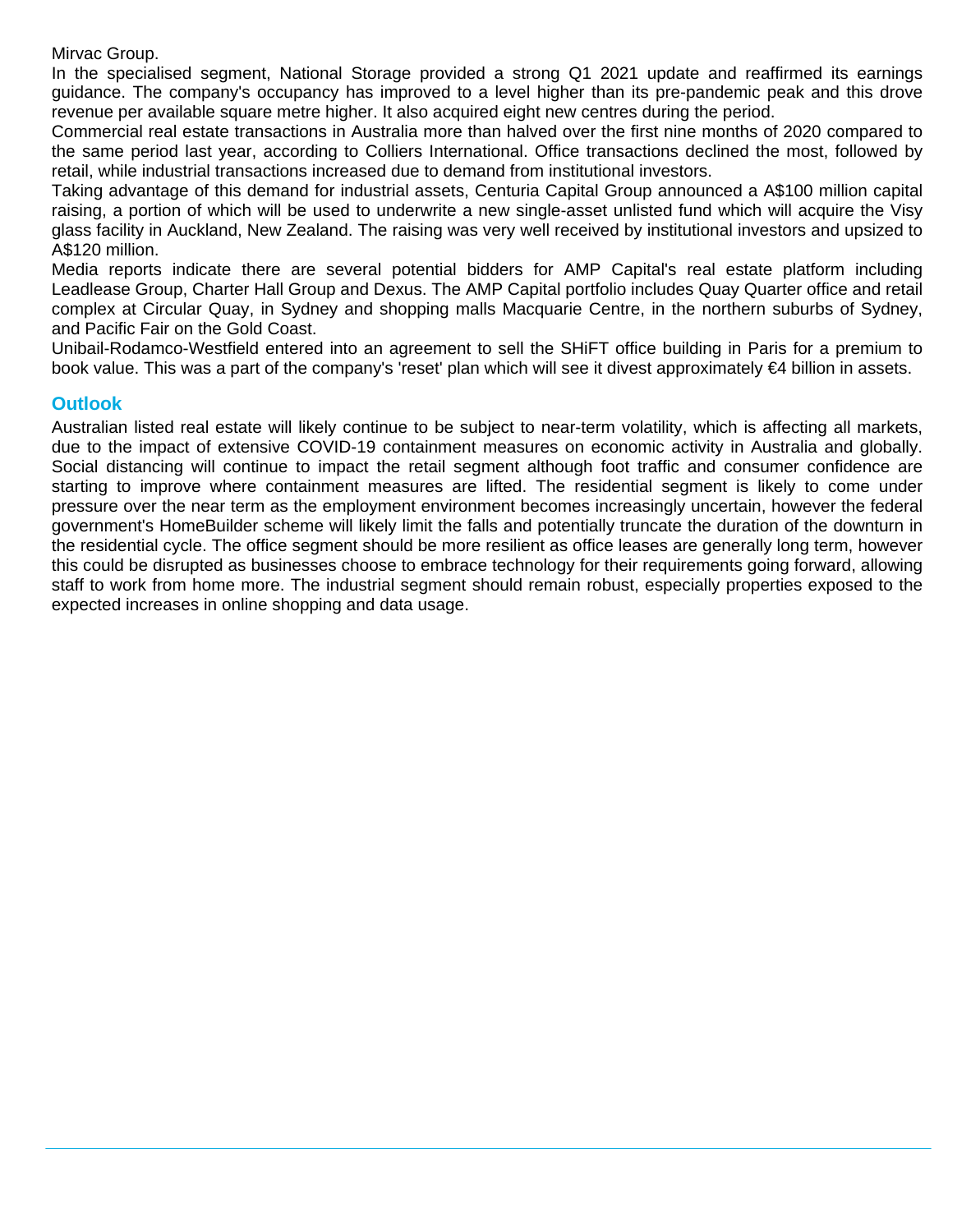Mirvac Group.

In the specialised segment, National Storage provided a strong Q1 2021 update and reaffirmed its earnings guidance. The company's occupancy has improved to a level higher than its pre-pandemic peak and this drove revenue per available square metre higher. It also acquired eight new centres during the period.

Commercial real estate transactions in Australia more than halved over the first nine months of 2020 compared to the same period last year, according to Colliers International. Office transactions declined the most, followed by retail, while industrial transactions increased due to demand from institutional investors.

Taking advantage of this demand for industrial assets, Centuria Capital Group announced a A$100 million capital raising, a portion of which will be used to underwrite a new single-asset unlisted fund which will acquire the Visy glass facility in Auckland, New Zealand. The raising was very well received by institutional investors and upsized to A$120 million.

Media reports indicate there are several potential bidders for AMP Capital's real estate platform including Leadlease Group, Charter Hall Group and Dexus. The AMP Capital portfolio includes Quay Quarter office and retail complex at Circular Quay, in Sydney and shopping malls Macquarie Centre, in the northern suburbs of Sydney, and Pacific Fair on the Gold Coast.

Unibail-Rodamco-Westfield entered into an agreement to sell the SHiFT office building in Paris for a premium to book value. This was a part of the company's 'reset' plan which will see it divest approximately €4 billion in assets.

## Outlook

Australian listed real estate will likely continue to be subject to near-term volatility, which is affecting all markets, due to the impact of extensive COVID-19 containment measures on economic activity in Australia and globally. Social distancing will continue to impact the retail segment although foot traffic and consumer confidence are starting to improve where containment measures are lifted. The residential segment is likely to come under pressure over the near term as the employment environment becomes increasingly uncertain, however the federal government's HomeBuilder scheme will likely limit the falls and potentially truncate the duration of the downturn in the residential cycle. The office segment should be more resilient as office leases are generally long term, however this could be disrupted as businesses choose to embrace technology for their requirements going forward, allowing staff to work from home more. The industrial segment should remain robust, especially properties exposed to the expected increases in online shopping and data usage.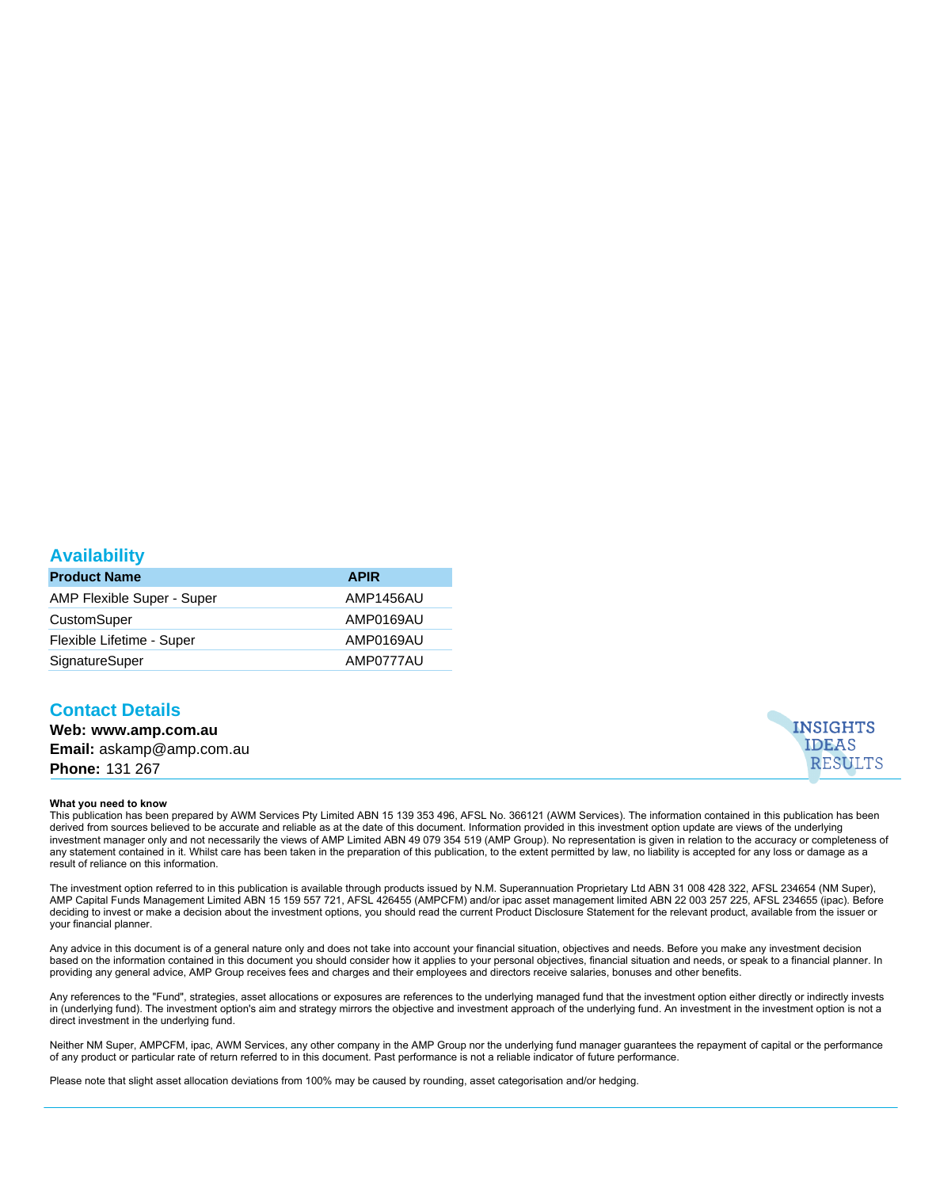## Availability

| Product Name | APIR |
|---|---|
| AMP Flexible Super - Super | AMP1456AU |
| CustomSuper | AMP0169AU |
| Flexible Lifetime - Super | AMP0169AU |
| SignatureSuper | AMP0777AU |

## Contact Details

**Web: www.amp.com.au**
**Email:** askamp@amp.com.au
**Phone:** 131 267

INSIGHTS
IDEAS
RESULTS

**What you need to know**

This publication has been prepared by AWM Services Pty Limited ABN 15 139 353 496, AFSL No. 366121 (AWM Services). The information contained in this publication has been derived from sources believed to be accurate and reliable as at the date of this document. Information provided in this investment option update are views of the underlying investment manager only and not necessarily the views of AMP Limited ABN 49 079 354 519 (AMP Group). No representation is given in relation to the accuracy or completeness of any statement contained in it. Whilst care has been taken in the preparation of this publication, to the extent permitted by law, no liability is accepted for any loss or damage as a result of reliance on this information.

The investment option referred to in this publication is available through products issued by N.M. Superannuation Proprietary Ltd ABN 31 008 428 322, AFSL 234654 (NM Super), AMP Capital Funds Management Limited ABN 15 159 557 721, AFSL 426455 (AMPCFM) and/or ipac asset management limited ABN 22 003 257 225, AFSL 234655 (ipac). Before deciding to invest or make a decision about the investment options, you should read the current Product Disclosure Statement for the relevant product, available from the issuer or your financial planner.

Any advice in this document is of a general nature only and does not take into account your financial situation, objectives and needs. Before you make any investment decision based on the information contained in this document you should consider how it applies to your personal objectives, financial situation and needs, or speak to a financial planner. In providing any general advice, AMP Group receives fees and charges and their employees and directors receive salaries, bonuses and other benefits.

Any references to the "Fund", strategies, asset allocations or exposures are references to the underlying managed fund that the investment option either directly or indirectly invests in (underlying fund). The investment option's aim and strategy mirrors the objective and investment approach of the underlying fund. An investment in the investment option is not a direct investment in the underlying fund.

Neither NM Super, AMPCFM, ipac, AWM Services, any other company in the AMP Group nor the underlying fund manager guarantees the repayment of capital or the performance of any product or particular rate of return referred to in this document. Past performance is not a reliable indicator of future performance.

Please note that slight asset allocation deviations from 100% may be caused by rounding, asset categorisation and/or hedging.